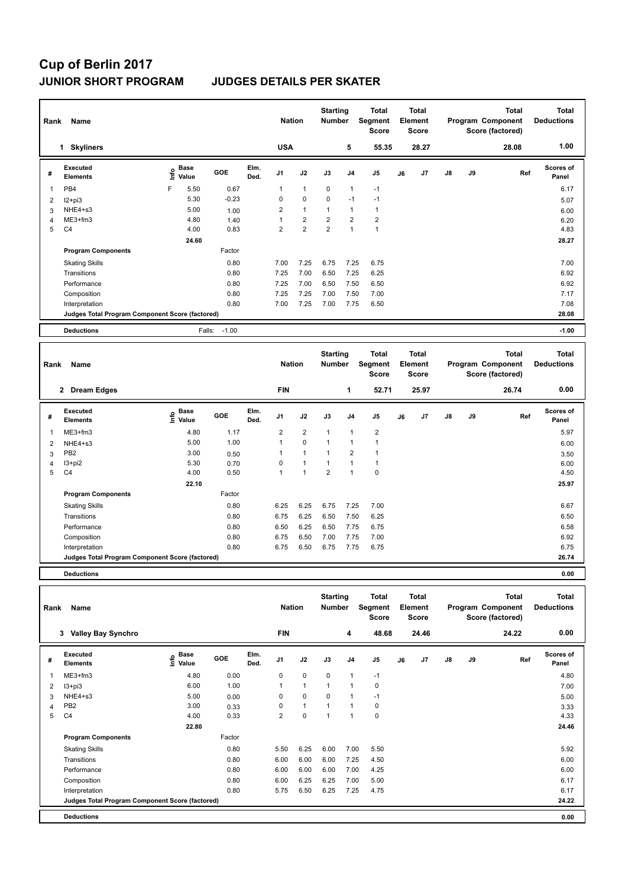# Cup of Berlin 2017

## JUNIOR SHORT PROGRAM — JUDGES DETAILS PER SKATER

| Rank | Name | Nation | Starting Number | Total Segment Score | Total Element Score | Total Program Component Score (factored) | Total Deductions |
|---|---|---|---|---|---|---|---|
| 1 | Skyliners | USA | 5 | 55.35 | 28.27 | 28.08 | 1.00 |

| # | Executed Elements | Info | Base Value | GOE | Elm. Ded. | J1 | J2 | J3 | J4 | J5 | J6 | J7 | J8 | J9 | Ref | Scores of Panel |
|---|---|---|---|---|---|---|---|---|---|---|---|---|---|---|---|---|
| 1 | PB4 | F | 5.50 | 0.67 | | 1 | 1 | 0 | 1 | -1 | | | | | | 6.17 |
| 2 | I2+pi3 | | 5.30 | -0.23 | | 0 | 0 | 0 | -1 | -1 | | | | | | 5.07 |
| 3 | NHE4+s3 | | 5.00 | 1.00 | | 2 | 1 | 1 | 1 | 1 | | | | | | 6.00 |
| 4 | ME3+fm3 | | 4.80 | 1.40 | | 1 | 2 | 2 | 2 | 2 | | | | | | 6.20 |
| 5 | C4 | | 4.00 | 0.83 | | 2 | 2 | 2 | 1 | 1 | | | | | | 4.83 |
| | | | 24.60 | | | | | | | | | | | | | 28.27 |

| Program Components | Factor | J1 | J2 | J3 | J4 | J5 | J6 | J7 | J8 | J9 | Scores of Panel |
|---|---|---|---|---|---|---|---|---|---|---|---|
| Skating Skills | 0.80 | 7.00 | 7.25 | 6.75 | 7.25 | 6.75 | | | | | 7.00 |
| Transitions | 0.80 | 7.25 | 7.00 | 6.50 | 7.25 | 6.25 | | | | | 6.92 |
| Performance | 0.80 | 7.25 | 7.00 | 6.50 | 7.50 | 6.50 | | | | | 6.92 |
| Composition | 0.80 | 7.25 | 7.25 | 7.00 | 7.50 | 7.00 | | | | | 7.17 |
| Interpretation | 0.80 | 7.00 | 7.25 | 7.00 | 7.75 | 6.50 | | | | | 7.08 |
| Judges Total Program Component Score (factored) | | | | | | | | | | | 28.08 |

| Deductions | Falls: -1.00 | -1.00 |
|---|---|---|

| Rank | Name | Nation | Starting Number | Total Segment Score | Total Element Score | Total Program Component Score (factored) | Total Deductions |
|---|---|---|---|---|---|---|---|
| 2 | Dream Edges | FIN | 1 | 52.71 | 25.97 | 26.74 | 0.00 |

| # | Executed Elements | Info | Base Value | GOE | Elm. Ded. | J1 | J2 | J3 | J4 | J5 | J6 | J7 | J8 | J9 | Ref | Scores of Panel |
|---|---|---|---|---|---|---|---|---|---|---|---|---|---|---|---|---|
| 1 | ME3+fm3 | | 4.80 | 1.17 | | 2 | 2 | 1 | 1 | 2 | | | | | | 5.97 |
| 2 | NHE4+s3 | | 5.00 | 1.00 | | 1 | 0 | 1 | 1 | 1 | | | | | | 6.00 |
| 3 | PB2 | | 3.00 | 0.50 | | 1 | 1 | 1 | 2 | 1 | | | | | | 3.50 |
| 4 | I3+pi2 | | 5.30 | 0.70 | | 0 | 1 | 1 | 1 | 1 | | | | | | 6.00 |
| 5 | C4 | | 4.00 | 0.50 | | 1 | 1 | 2 | 1 | 0 | | | | | | 4.50 |
| | | | 22.10 | | | | | | | | | | | | | 25.97 |

| Program Components | Factor | J1 | J2 | J3 | J4 | J5 | J6 | J7 | J8 | J9 | Scores of Panel |
|---|---|---|---|---|---|---|---|---|---|---|---|
| Skating Skills | 0.80 | 6.25 | 6.25 | 6.75 | 7.25 | 7.00 | | | | | 6.67 |
| Transitions | 0.80 | 6.75 | 6.25 | 6.50 | 7.50 | 6.25 | | | | | 6.50 |
| Performance | 0.80 | 6.50 | 6.25 | 6.50 | 7.75 | 6.75 | | | | | 6.58 |
| Composition | 0.80 | 6.75 | 6.50 | 7.00 | 7.75 | 7.00 | | | | | 6.92 |
| Interpretation | 0.80 | 6.75 | 6.50 | 6.75 | 7.75 | 6.75 | | | | | 6.75 |
| Judges Total Program Component Score (factored) | | | | | | | | | | | 26.74 |

| Deductions | | 0.00 |
|---|---|---|

| Rank | Name | Nation | Starting Number | Total Segment Score | Total Element Score | Total Program Component Score (factored) | Total Deductions |
|---|---|---|---|---|---|---|---|
| 3 | Valley Bay Synchro | FIN | 4 | 48.68 | 24.46 | 24.22 | 0.00 |

| # | Executed Elements | Info | Base Value | GOE | Elm. Ded. | J1 | J2 | J3 | J4 | J5 | J6 | J7 | J8 | J9 | Ref | Scores of Panel |
|---|---|---|---|---|---|---|---|---|---|---|---|---|---|---|---|---|
| 1 | ME3+fm3 | | 4.80 | 0.00 | | 0 | 0 | 0 | 1 | -1 | | | | | | 4.80 |
| 2 | I3+pi3 | | 6.00 | 1.00 | | 1 | 1 | 1 | 1 | 0 | | | | | | 7.00 |
| 3 | NHE4+s3 | | 5.00 | 0.00 | | 0 | 0 | 0 | 1 | -1 | | | | | | 5.00 |
| 4 | PB2 | | 3.00 | 0.33 | | 0 | 1 | 1 | 1 | 0 | | | | | | 3.33 |
| 5 | C4 | | 4.00 | 0.33 | | 2 | 0 | 1 | 1 | 0 | | | | | | 4.33 |
| | | | 22.80 | | | | | | | | | | | | | 24.46 |

| Program Components | Factor | J1 | J2 | J3 | J4 | J5 | J6 | J7 | J8 | J9 | Scores of Panel |
|---|---|---|---|---|---|---|---|---|---|---|---|
| Skating Skills | 0.80 | 5.50 | 6.25 | 6.00 | 7.00 | 5.50 | | | | | 5.92 |
| Transitions | 0.80 | 6.00 | 6.00 | 6.00 | 7.25 | 4.50 | | | | | 6.00 |
| Performance | 0.80 | 6.00 | 6.00 | 6.00 | 7.00 | 4.25 | | | | | 6.00 |
| Composition | 0.80 | 6.00 | 6.25 | 6.25 | 7.00 | 5.00 | | | | | 6.17 |
| Interpretation | 0.80 | 5.75 | 6.50 | 6.25 | 7.25 | 4.75 | | | | | 6.17 |
| Judges Total Program Component Score (factored) | | | | | | | | | | | 24.22 |

| Deductions | | 0.00 |
|---|---|---|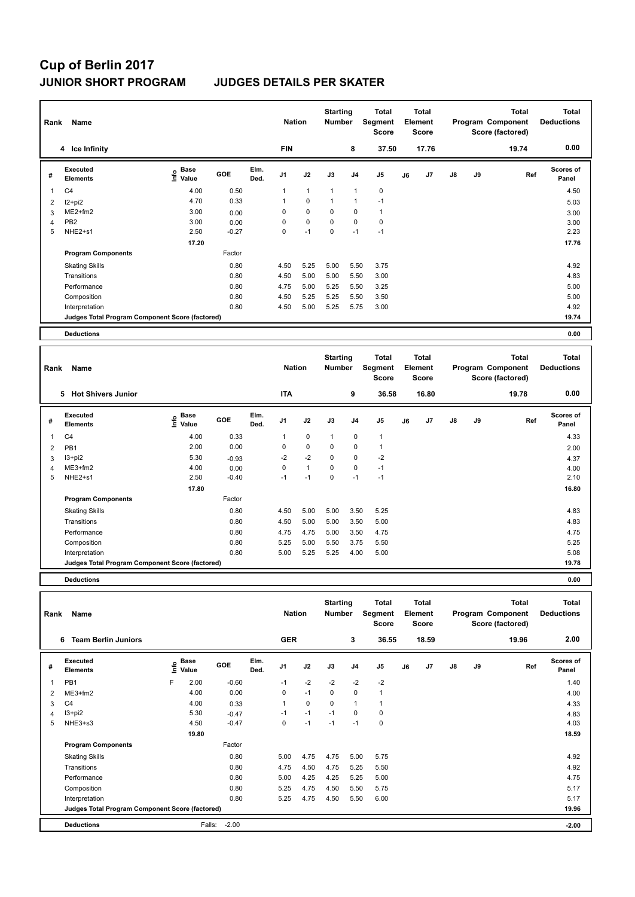# Cup of Berlin 2017

## JUNIOR SHORT PROGRAM JUDGES DETAILS PER SKATER

| Rank | Name | Nation | Starting Number | Total Segment Score | Total Element Score | Total Program Component Score (factored) | Total Deductions |
|---|---|---|---|---|---|---|---|
| 4 | Ice Infinity | FIN | 8 | 37.50 | 17.76 | 19.74 | 0.00 |

| # | Executed Elements | Info | Base Value | GOE | Elm. Ded. | J1 | J2 | J3 | J4 | J5 | J6 | J7 | J8 | J9 | Ref | Scores of Panel |
|---|---|---|---|---|---|---|---|---|---|---|---|---|---|---|---|---|
| 1 | C4 | | 4.00 | 0.50 | | 1 | 1 | 1 | 1 | 0 | | | | | | 4.50 |
| 2 | I2+pi2 | | 4.70 | 0.33 | | 1 | 0 | 1 | 1 | -1 | | | | | | 5.03 |
| 3 | ME2+fm2 | | 3.00 | 0.00 | | 0 | 0 | 0 | 0 | 1 | | | | | | 3.00 |
| 4 | PB2 | | 3.00 | 0.00 | | 0 | 0 | 0 | 0 | 0 | | | | | | 3.00 |
| 5 | NHE2+s1 | | 2.50 | -0.27 | | 0 | -1 | 0 | -1 | -1 | | | | | | 2.23 |
| | | | 17.20 | | | | | | | | | | | | | 17.76 |
| | **Program Components** | | | Factor | | | | | | | | | | | | |
| | Skating Skills | | | 0.80 | | 4.50 | 5.25 | 5.00 | 5.50 | 3.75 | | | | | | 4.92 |
| | Transitions | | | 0.80 | | 4.50 | 5.00 | 5.00 | 5.50 | 3.00 | | | | | | 4.83 |
| | Performance | | | 0.80 | | 4.75 | 5.00 | 5.25 | 5.50 | 3.25 | | | | | | 5.00 |
| | Composition | | | 0.80 | | 4.50 | 5.25 | 5.25 | 5.50 | 3.50 | | | | | | 5.00 |
| | Interpretation | | | 0.80 | | 4.50 | 5.00 | 5.25 | 5.75 | 3.00 | | | | | | 4.92 |
| | **Judges Total Program Component Score (factored)** | | | | | | | | | | | | | | | **19.74** |
| | **Deductions** | | | | | | | | | | | | | | | **0.00** |

| Rank | Name | Nation | Starting Number | Total Segment Score | Total Element Score | Total Program Component Score (factored) | Total Deductions |
|---|---|---|---|---|---|---|---|
| 5 | Hot Shivers Junior | ITA | 9 | 36.58 | 16.80 | 19.78 | 0.00 |

| # | Executed Elements | Info | Base Value | GOE | Elm. Ded. | J1 | J2 | J3 | J4 | J5 | J6 | J7 | J8 | J9 | Ref | Scores of Panel |
|---|---|---|---|---|---|---|---|---|---|---|---|---|---|---|---|---|
| 1 | C4 | | 4.00 | 0.33 | | 1 | 0 | 1 | 0 | 1 | | | | | | 4.33 |
| 2 | PB1 | | 2.00 | 0.00 | | 0 | 0 | 0 | 0 | 1 | | | | | | 2.00 |
| 3 | I3+pi2 | | 5.30 | -0.93 | | -2 | -2 | 0 | 0 | -2 | | | | | | 4.37 |
| 4 | ME3+fm2 | | 4.00 | 0.00 | | 0 | 1 | 0 | 0 | -1 | | | | | | 4.00 |
| 5 | NHE2+s1 | | 2.50 | -0.40 | | -1 | -1 | 0 | -1 | -1 | | | | | | 2.10 |
| | | | 17.80 | | | | | | | | | | | | | 16.80 |
| | **Program Components** | | | Factor | | | | | | | | | | | | |
| | Skating Skills | | | 0.80 | | 4.50 | 5.00 | 5.00 | 3.50 | 5.25 | | | | | | 4.83 |
| | Transitions | | | 0.80 | | 4.50 | 5.00 | 5.00 | 3.50 | 5.00 | | | | | | 4.83 |
| | Performance | | | 0.80 | | 4.75 | 4.75 | 5.00 | 3.50 | 4.75 | | | | | | 4.75 |
| | Composition | | | 0.80 | | 5.25 | 5.00 | 5.50 | 3.75 | 5.50 | | | | | | 5.25 |
| | Interpretation | | | 0.80 | | 5.00 | 5.25 | 5.25 | 4.00 | 5.00 | | | | | | 5.08 |
| | **Judges Total Program Component Score (factored)** | | | | | | | | | | | | | | | **19.78** |
| | **Deductions** | | | | | | | | | | | | | | | **0.00** |

| Rank | Name | Nation | Starting Number | Total Segment Score | Total Element Score | Total Program Component Score (factored) | Total Deductions |
|---|---|---|---|---|---|---|---|
| 6 | Team Berlin Juniors | GER | 3 | 36.55 | 18.59 | 19.96 | 2.00 |

| # | Executed Elements | Info | Base Value | GOE | Elm. Ded. | J1 | J2 | J3 | J4 | J5 | J6 | J7 | J8 | J9 | Ref | Scores of Panel |
|---|---|---|---|---|---|---|---|---|---|---|---|---|---|---|---|---|
| 1 | PB1 | F | 2.00 | -0.60 | | -1 | -2 | -2 | -2 | -2 | | | | | | 1.40 |
| 2 | ME3+fm2 | | 4.00 | 0.00 | | 0 | -1 | 0 | 0 | 1 | | | | | | 4.00 |
| 3 | C4 | | 4.00 | 0.33 | | 1 | 0 | 0 | 1 | 1 | | | | | | 4.33 |
| 4 | I3+pi2 | | 5.30 | -0.47 | | -1 | -1 | -1 | 0 | 0 | | | | | | 4.83 |
| 5 | NHE3+s3 | | 4.50 | -0.47 | | 0 | -1 | -1 | -1 | 0 | | | | | | 4.03 |
| | | | 19.80 | | | | | | | | | | | | | 18.59 |
| | **Program Components** | | | Factor | | | | | | | | | | | | |
| | Skating Skills | | | 0.80 | | 5.00 | 4.75 | 4.75 | 5.00 | 5.75 | | | | | | 4.92 |
| | Transitions | | | 0.80 | | 4.75 | 4.50 | 4.75 | 5.25 | 5.50 | | | | | | 4.92 |
| | Performance | | | 0.80 | | 5.00 | 4.25 | 4.25 | 5.25 | 5.00 | | | | | | 4.75 |
| | Composition | | | 0.80 | | 5.25 | 4.75 | 4.50 | 5.50 | 5.75 | | | | | | 5.17 |
| | Interpretation | | | 0.80 | | 5.25 | 4.75 | 4.50 | 5.50 | 6.00 | | | | | | 5.17 |
| | **Judges Total Program Component Score (factored)** | | | | | | | | | | | | | | | **19.96** |
| | **Deductions** | | Falls: -2.00 | | | | | | | | | | | | | **-2.00** |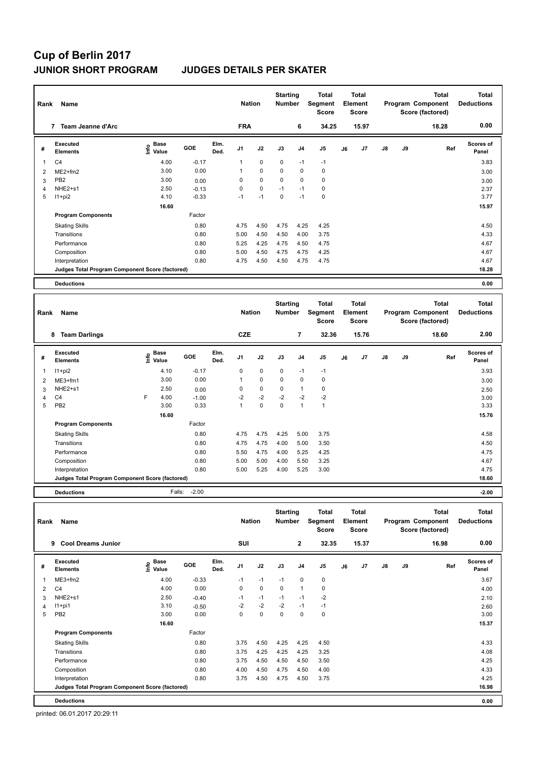# Cup of Berlin 2017

## JUNIOR SHORT PROGRAM JUDGES DETAILS PER SKATER

| Rank | Name | Nation | Starting Number | Total Segment Score | Total Element Score | Total Program Component Score (factored) | Total Deductions |
|---|---|---|---|---|---|---|---|
| 7 | Team Jeanne d'Arc | FRA | 6 | 34.25 | 15.97 | 18.28 | 0.00 |

| # | Executed Elements | Info | Base Value | GOE | Elm. Ded. | J1 | J2 | J3 | J4 | J5 | J6 | J7 | J8 | J9 | Ref | Scores of Panel |
|---|---|---|---|---|---|---|---|---|---|---|---|---|---|---|---|---|
| 1 | C4 | | 4.00 | -0.17 | | 1 | 0 | 0 | -1 | -1 | | | | | | 3.83 |
| 2 | ME2+fm2 | | 3.00 | 0.00 | | 1 | 0 | 0 | 0 | 0 | | | | | | 3.00 |
| 3 | PB2 | | 3.00 | 0.00 | | 0 | 0 | 0 | 0 | 0 | | | | | | 3.00 |
| 4 | NHE2+s1 | | 2.50 | -0.13 | | 0 | 0 | -1 | -1 | 0 | | | | | | 2.37 |
| 5 | I1+pi2 | | 4.10 | -0.33 | | -1 | -1 | 0 | -1 | 0 | | | | | | 3.77 |
| | | | 16.60 | | | | | | | | | | | | | 15.97 |
| | **Program Components** | | | Factor | | | | | | | | | | | | |
| | Skating Skills | | | 0.80 | | 4.75 | 4.50 | 4.75 | 4.25 | 4.25 | | | | | | 4.50 |
| | Transitions | | | 0.80 | | 5.00 | 4.50 | 4.50 | 4.00 | 3.75 | | | | | | 4.33 |
| | Performance | | | 0.80 | | 5.25 | 4.25 | 4.75 | 4.50 | 4.75 | | | | | | 4.67 |
| | Composition | | | 0.80 | | 5.00 | 4.50 | 4.75 | 4.75 | 4.25 | | | | | | 4.67 |
| | Interpretation | | | 0.80 | | 4.75 | 4.50 | 4.50 | 4.75 | 4.75 | | | | | | 4.67 |
| | **Judges Total Program Component Score (factored)** | | | | | | | | | | | | | | | 18.28 |
| | **Deductions** | | | | | | | | | | | | | | | 0.00 |

| Rank | Name | Nation | Starting Number | Total Segment Score | Total Element Score | Total Program Component Score (factored) | Total Deductions |
|---|---|---|---|---|---|---|---|
| 8 | Team Darlings | CZE | 7 | 32.36 | 15.76 | 18.60 | 2.00 |

| # | Executed Elements | Info | Base Value | GOE | Elm. Ded. | J1 | J2 | J3 | J4 | J5 | J6 | J7 | J8 | J9 | Ref | Scores of Panel |
|---|---|---|---|---|---|---|---|---|---|---|---|---|---|---|---|---|
| 1 | I1+pi2 | | 4.10 | -0.17 | | 0 | 0 | 0 | -1 | -1 | | | | | | 3.93 |
| 2 | ME3+fm1 | | 3.00 | 0.00 | | 1 | 0 | 0 | 0 | 0 | | | | | | 3.00 |
| 3 | NHE2+s1 | | 2.50 | 0.00 | | 0 | 0 | 0 | 1 | 0 | | | | | | 2.50 |
| 4 | C4 | F | 4.00 | -1.00 | | -2 | -2 | -2 | -2 | -2 | | | | | | 3.00 |
| 5 | PB2 | | 3.00 | 0.33 | | 1 | 0 | 0 | 1 | 1 | | | | | | 3.33 |
| | | | 16.60 | | | | | | | | | | | | | 15.76 |
| | **Program Components** | | | Factor | | | | | | | | | | | | |
| | Skating Skills | | | 0.80 | | 4.75 | 4.75 | 4.25 | 5.00 | 3.75 | | | | | | 4.58 |
| | Transitions | | | 0.80 | | 4.75 | 4.75 | 4.00 | 5.00 | 3.50 | | | | | | 4.50 |
| | Performance | | | 0.80 | | 5.50 | 4.75 | 4.00 | 5.25 | 4.25 | | | | | | 4.75 |
| | Composition | | | 0.80 | | 5.00 | 5.00 | 4.00 | 5.50 | 3.25 | | | | | | 4.67 |
| | Interpretation | | | 0.80 | | 5.00 | 5.25 | 4.00 | 5.25 | 3.00 | | | | | | 4.75 |
| | **Judges Total Program Component Score (factored)** | | | | | | | | | | | | | | | 18.60 |
| | **Deductions** | | Falls: | -2.00 | | | | | | | | | | | | -2.00 |

| Rank | Name | Nation | Starting Number | Total Segment Score | Total Element Score | Total Program Component Score (factored) | Total Deductions |
|---|---|---|---|---|---|---|---|
| 9 | Cool Dreams Junior | SUI | 2 | 32.35 | 15.37 | 16.98 | 0.00 |

| # | Executed Elements | Info | Base Value | GOE | Elm. Ded. | J1 | J2 | J3 | J4 | J5 | J6 | J7 | J8 | J9 | Ref | Scores of Panel |
|---|---|---|---|---|---|---|---|---|---|---|---|---|---|---|---|---|
| 1 | ME3+fm2 | | 4.00 | -0.33 | | -1 | -1 | -1 | 0 | 0 | | | | | | 3.67 |
| 2 | C4 | | 4.00 | 0.00 | | 0 | 0 | 0 | 1 | 0 | | | | | | 4.00 |
| 3 | NHE2+s1 | | 2.50 | -0.40 | | -1 | -1 | -1 | -1 | -2 | | | | | | 2.10 |
| 4 | I1+pi1 | | 3.10 | -0.50 | | -2 | -2 | -2 | -1 | -1 | | | | | | 2.60 |
| 5 | PB2 | | 3.00 | 0.00 | | 0 | 0 | 0 | 0 | 0 | | | | | | 3.00 |
| | | | 16.60 | | | | | | | | | | | | | 15.37 |
| | **Program Components** | | | Factor | | | | | | | | | | | | |
| | Skating Skills | | | 0.80 | | 3.75 | 4.50 | 4.25 | 4.25 | 4.50 | | | | | | 4.33 |
| | Transitions | | | 0.80 | | 3.75 | 4.25 | 4.25 | 4.25 | 3.25 | | | | | | 4.08 |
| | Performance | | | 0.80 | | 3.75 | 4.50 | 4.50 | 4.50 | 3.50 | | | | | | 4.25 |
| | Composition | | | 0.80 | | 4.00 | 4.50 | 4.75 | 4.50 | 4.00 | | | | | | 4.33 |
| | Interpretation | | | 0.80 | | 3.75 | 4.50 | 4.75 | 4.50 | 3.75 | | | | | | 4.25 |
| | **Judges Total Program Component Score (factored)** | | | | | | | | | | | | | | | 16.98 |
| | **Deductions** | | | | | | | | | | | | | | | 0.00 |

printed: 06.01.2017 20:29:11